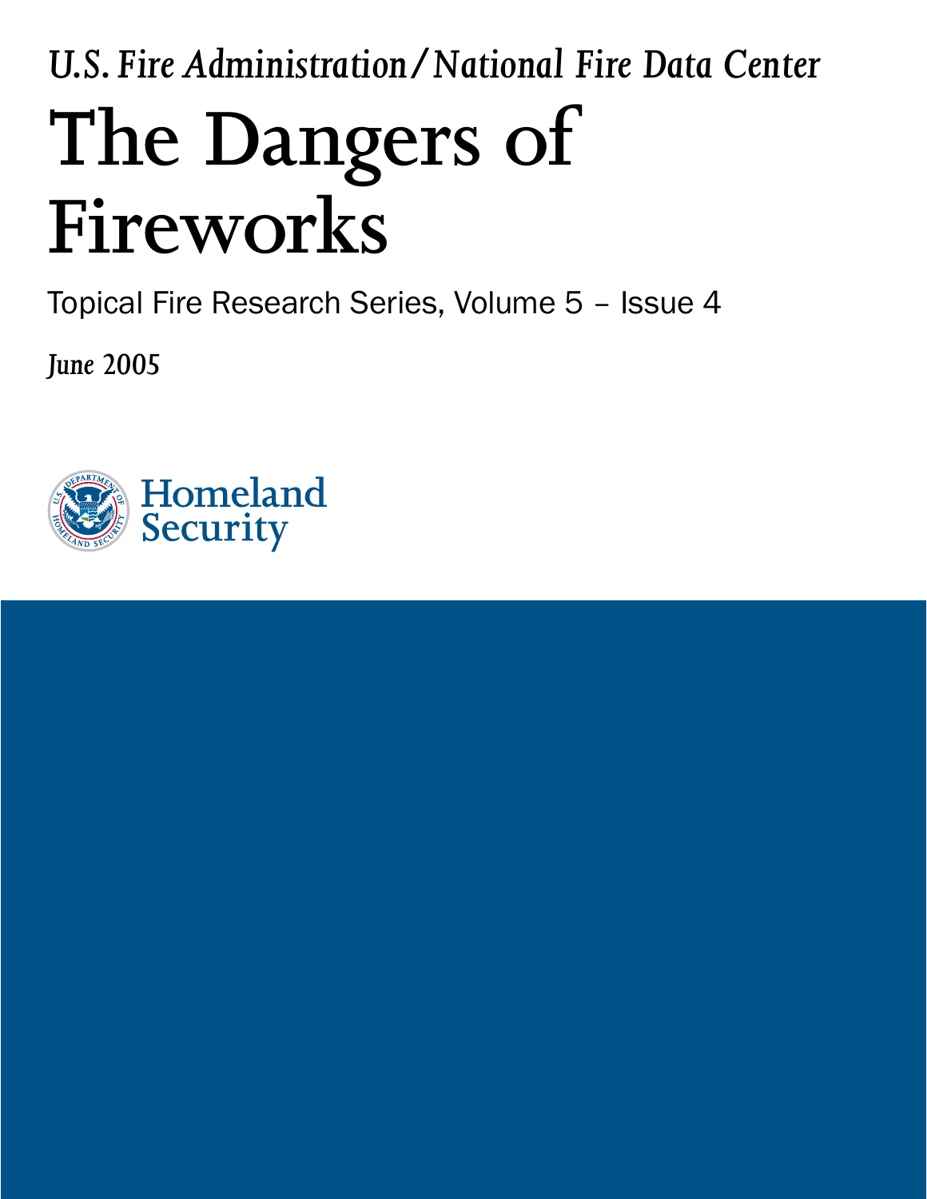*U.S. Fire Administration/National Fire Data Center*

# The Dangers of Fireworks

Topical Fire Research Series, Volume 5 – Issue 4

*June 2005*

Homeland Security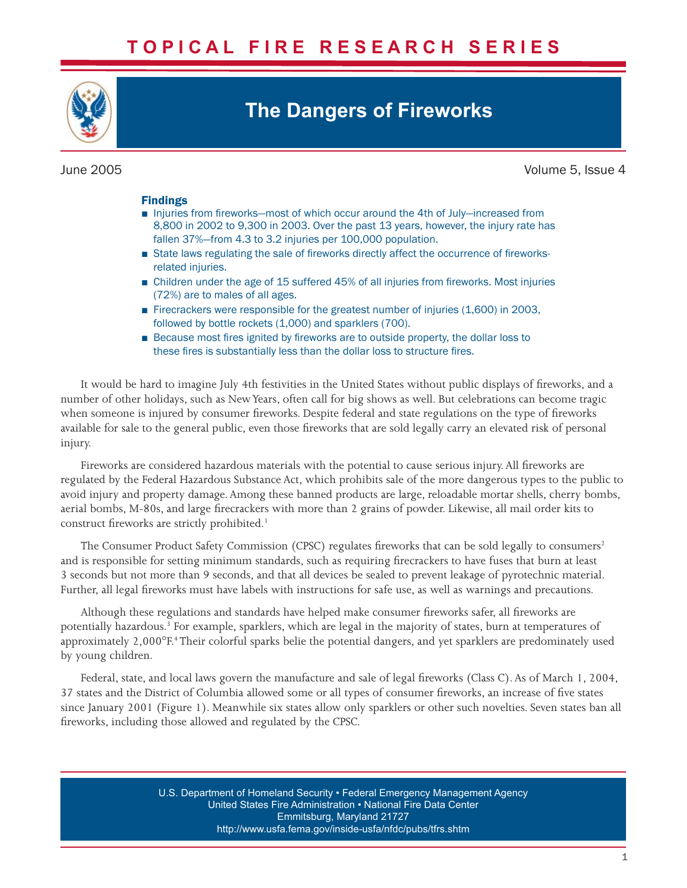# TOPICAL FIRE RESEARCH SERIES

## The Dangers of Fireworks

June 2005 — Volume 5, Issue 4

### Findings

- Injuries from fireworks—most of which occur around the 4th of July—increased from 8,800 in 2002 to 9,300 in 2003. Over the past 13 years, however, the injury rate has fallen 37%—from 4.3 to 3.2 injuries per 100,000 population.
- State laws regulating the sale of fireworks directly affect the occurrence of fireworks-related injuries.
- Children under the age of 15 suffered 45% of all injuries from fireworks. Most injuries (72%) are to males of all ages.
- Firecrackers were responsible for the greatest number of injuries (1,600) in 2003, followed by bottle rockets (1,000) and sparklers (700).
- Because most fires ignited by fireworks are to outside property, the dollar loss to these fires is substantially less than the dollar loss to structure fires.

It would be hard to imagine July 4th festivities in the United States without public displays of fireworks, and a number of other holidays, such as New Years, often call for big shows as well. But celebrations can become tragic when someone is injured by consumer fireworks. Despite federal and state regulations on the type of fireworks available for sale to the general public, even those fireworks that are sold legally carry an elevated risk of personal injury.

Fireworks are considered hazardous materials with the potential to cause serious injury. All fireworks are regulated by the Federal Hazardous Substance Act, which prohibits sale of the more dangerous types to the public to avoid injury and property damage. Among these banned products are large, reloadable mortar shells, cherry bombs, aerial bombs, M-80s, and large firecrackers with more than 2 grains of powder. Likewise, all mail order kits to construct fireworks are strictly prohibited.[1]

The Consumer Product Safety Commission (CPSC) regulates fireworks that can be sold legally to consumers[2] and is responsible for setting minimum standards, such as requiring firecrackers to have fuses that burn at least 3 seconds but not more than 9 seconds, and that all devices be sealed to prevent leakage of pyrotechnic material. Further, all legal fireworks must have labels with instructions for safe use, as well as warnings and precautions.

Although these regulations and standards have helped make consumer fireworks safer, all fireworks are potentially hazardous.[3] For example, sparklers, which are legal in the majority of states, burn at temperatures of approximately 2,000°F.[4] Their colorful sparks belie the potential dangers, and yet sparklers are predominately used by young children.

Federal, state, and local laws govern the manufacture and sale of legal fireworks (Class C). As of March 1, 2004, 37 states and the District of Columbia allowed some or all types of consumer fireworks, an increase of five states since January 2001 (Figure 1). Meanwhile six states allow only sparklers or other such novelties. Seven states ban all fireworks, including those allowed and regulated by the CPSC.

U.S. Department of Homeland Security • Federal Emergency Management Agency
United States Fire Administration • National Fire Data Center
Emmitsburg, Maryland 21727
http://www.usfa.fema.gov/inside-usfa/nfdc/pubs/tfrs.shtm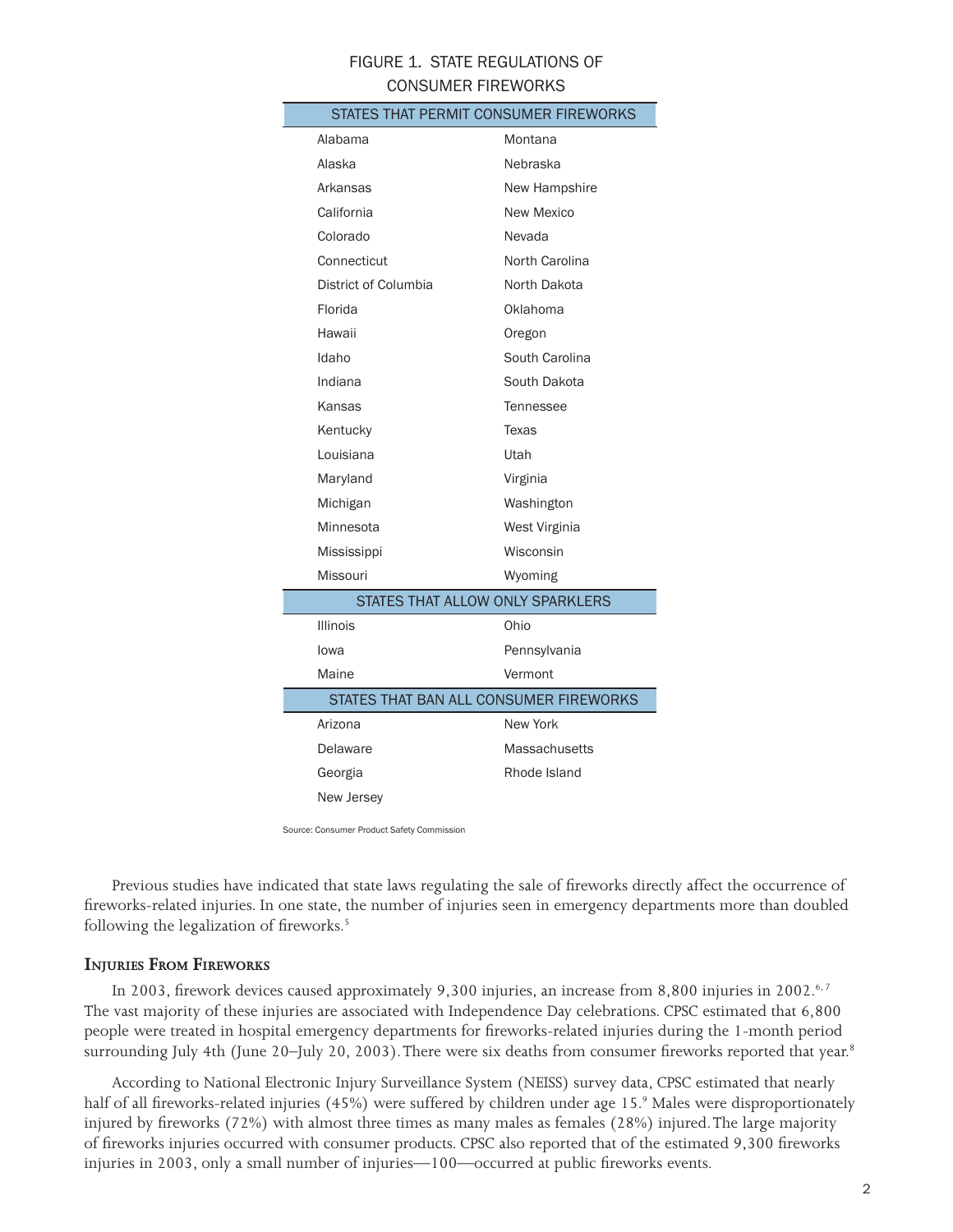FIGURE 1. STATE REGULATIONS OF CONSUMER FIREWORKS

| STATES THAT PERMIT CONSUMER FIREWORKS | |
|---|---|
| Alabama | Montana |
| Alaska | Nebraska |
| Arkansas | New Hampshire |
| California | New Mexico |
| Colorado | Nevada |
| Connecticut | North Carolina |
| District of Columbia | North Dakota |
| Florida | Oklahoma |
| Hawaii | Oregon |
| Idaho | South Carolina |
| Indiana | South Dakota |
| Kansas | Tennessee |
| Kentucky | Texas |
| Louisiana | Utah |
| Maryland | Virginia |
| Michigan | Washington |
| Minnesota | West Virginia |
| Mississippi | Wisconsin |
| Missouri | Wyoming |
| **STATES THAT ALLOW ONLY SPARKLERS** | |
| Illinois | Ohio |
| Iowa | Pennsylvania |
| Maine | Vermont |
| **STATES THAT BAN ALL CONSUMER FIREWORKS** | |
| Arizona | New York |
| Delaware | Massachusetts |
| Georgia | Rhode Island |
| New Jersey | |

Source: Consumer Product Safety Commission

Previous studies have indicated that state laws regulating the sale of fireworks directly affect the occurrence of fireworks-related injuries. In one state, the number of injuries seen in emergency departments more than doubled following the legalization of fireworks.[5]

## Injuries From Fireworks

In 2003, firework devices caused approximately 9,300 injuries, an increase from 8,800 injuries in 2002.[6, 7] The vast majority of these injuries are associated with Independence Day celebrations. CPSC estimated that 6,800 people were treated in hospital emergency departments for fireworks-related injuries during the 1-month period surrounding July 4th (June 20–July 20, 2003). There were six deaths from consumer fireworks reported that year.[8]

According to National Electronic Injury Surveillance System (NEISS) survey data, CPSC estimated that nearly half of all fireworks-related injuries (45%) were suffered by children under age 15.[9] Males were disproportionately injured by fireworks (72%) with almost three times as many males as females (28%) injured. The large majority of fireworks injuries occurred with consumer products. CPSC also reported that of the estimated 9,300 fireworks injuries in 2003, only a small number of injuries—100—occurred at public fireworks events.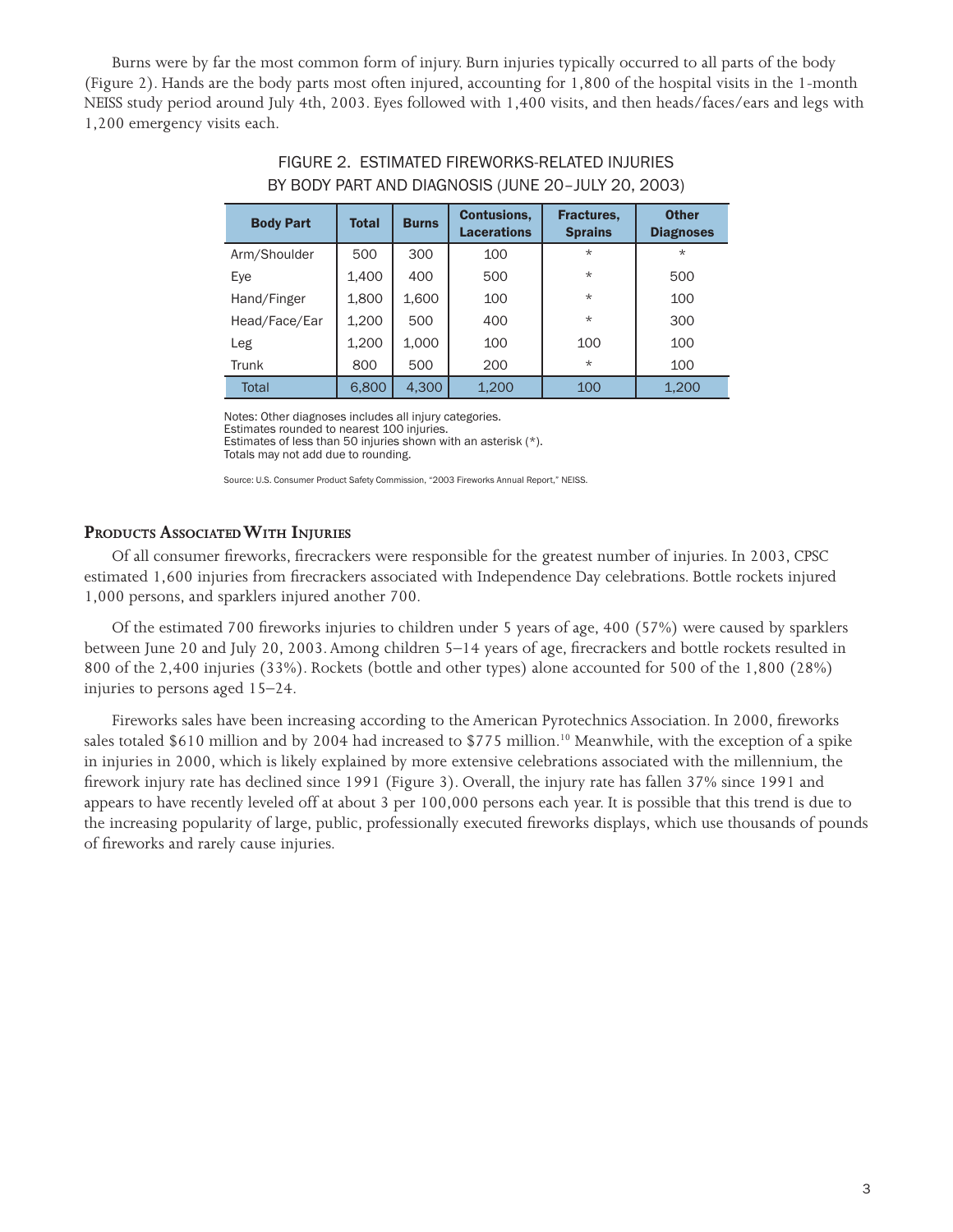Burns were by far the most common form of injury. Burn injuries typically occurred to all parts of the body (Figure 2). Hands are the body parts most often injured, accounting for 1,800 of the hospital visits in the 1-month NEISS study period around July 4th, 2003. Eyes followed with 1,400 visits, and then heads/faces/ears and legs with 1,200 emergency visits each.

FIGURE 2. ESTIMATED FIREWORKS-RELATED INJURIES BY BODY PART AND DIAGNOSIS (JUNE 20–JULY 20, 2003)

| Body Part | Total | Burns | Contusions, Lacerations | Fractures, Sprains | Other Diagnoses |
|---|---|---|---|---|---|
| Arm/Shoulder | 500 | 300 | 100 | * | * |
| Eye | 1,400 | 400 | 500 | * | 500 |
| Hand/Finger | 1,800 | 1,600 | 100 | * | 100 |
| Head/Face/Ear | 1,200 | 500 | 400 | * | 300 |
| Leg | 1,200 | 1,000 | 100 | 100 | 100 |
| Trunk | 800 | 500 | 200 | * | 100 |
| Total | 6,800 | 4,300 | 1,200 | 100 | 1,200 |

Notes: Other diagnoses includes all injury categories.
Estimates rounded to nearest 100 injuries.
Estimates of less than 50 injuries shown with an asterisk (*).
Totals may not add due to rounding.

Source: U.S. Consumer Product Safety Commission, "2003 Fireworks Annual Report," NEISS.

## Products Associated With Injuries

Of all consumer fireworks, firecrackers were responsible for the greatest number of injuries. In 2003, CPSC estimated 1,600 injuries from firecrackers associated with Independence Day celebrations. Bottle rockets injured 1,000 persons, and sparklers injured another 700.

Of the estimated 700 fireworks injuries to children under 5 years of age, 400 (57%) were caused by sparklers between June 20 and July 20, 2003. Among children 5–14 years of age, firecrackers and bottle rockets resulted in 800 of the 2,400 injuries (33%). Rockets (bottle and other types) alone accounted for 500 of the 1,800 (28%) injuries to persons aged 15–24.

Fireworks sales have been increasing according to the American Pyrotechnics Association. In 2000, fireworks sales totaled $610 million and by 2004 had increased to $775 million.[10] Meanwhile, with the exception of a spike in injuries in 2000, which is likely explained by more extensive celebrations associated with the millennium, the firework injury rate has declined since 1991 (Figure 3). Overall, the injury rate has fallen 37% since 1991 and appears to have recently leveled off at about 3 per 100,000 persons each year. It is possible that this trend is due to the increasing popularity of large, public, professionally executed fireworks displays, which use thousands of pounds of fireworks and rarely cause injuries.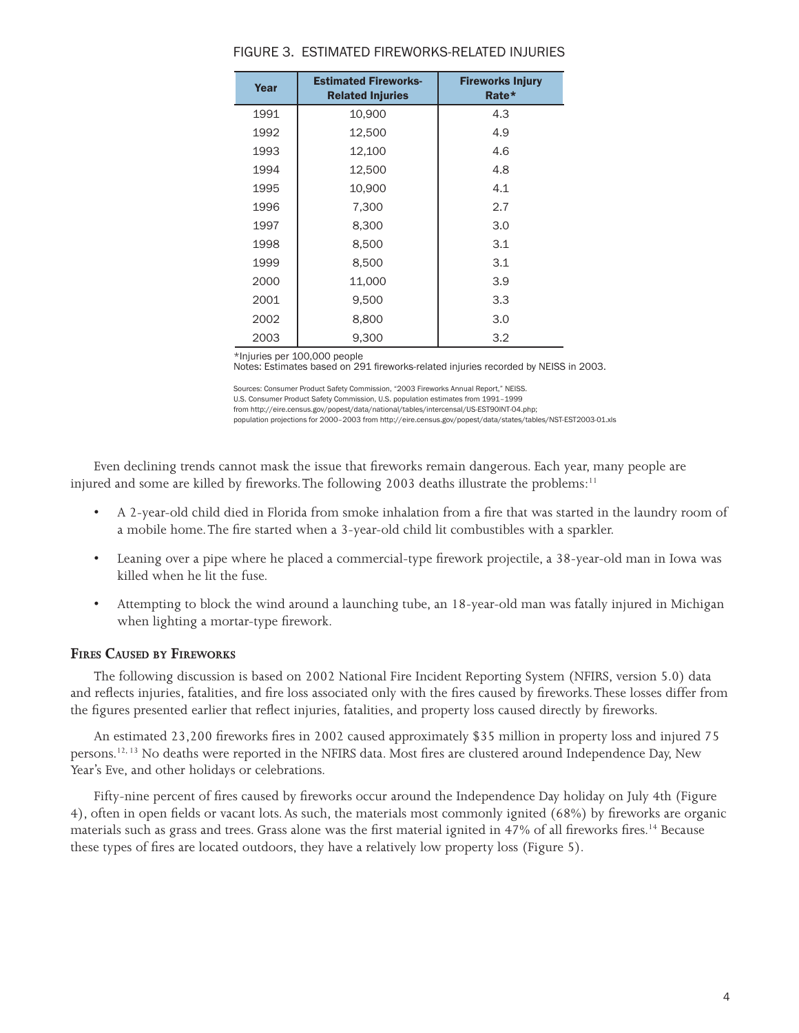FIGURE 3. ESTIMATED FIREWORKS-RELATED INJURIES

| Year | Estimated Fireworks-Related Injuries | Fireworks Injury Rate* |
|---|---|---|
| 1991 | 10,900 | 4.3 |
| 1992 | 12,500 | 4.9 |
| 1993 | 12,100 | 4.6 |
| 1994 | 12,500 | 4.8 |
| 1995 | 10,900 | 4.1 |
| 1996 | 7,300 | 2.7 |
| 1997 | 8,300 | 3.0 |
| 1998 | 8,500 | 3.1 |
| 1999 | 8,500 | 3.1 |
| 2000 | 11,000 | 3.9 |
| 2001 | 9,500 | 3.3 |
| 2002 | 8,800 | 3.0 |
| 2003 | 9,300 | 3.2 |

*Injuries per 100,000 people
Notes: Estimates based on 291 fireworks-related injuries recorded by NEISS in 2003.

Sources: Consumer Product Safety Commission, "2003 Fireworks Annual Report," NEISS.
U.S. Consumer Product Safety Commission, U.S. population estimates from 1991–1999
from http://eire.census.gov/popest/data/national/tables/intercensal/US-EST90INT-04.php;
population projections for 2000–2003 from http://eire.census.gov/popest/data/states/tables/NST-EST2003-01.xls

Even declining trends cannot mask the issue that fireworks remain dangerous. Each year, many people are injured and some are killed by fireworks. The following 2003 deaths illustrate the problems:[11]

- A 2-year-old child died in Florida from smoke inhalation from a fire that was started in the laundry room of a mobile home. The fire started when a 3-year-old child lit combustibles with a sparkler.
- Leaning over a pipe where he placed a commercial-type firework projectile, a 38-year-old man in Iowa was killed when he lit the fuse.
- Attempting to block the wind around a launching tube, an 18-year-old man was fatally injured in Michigan when lighting a mortar-type firework.

### Fires Caused by Fireworks

The following discussion is based on 2002 National Fire Incident Reporting System (NFIRS, version 5.0) data and reflects injuries, fatalities, and fire loss associated only with the fires caused by fireworks. These losses differ from the figures presented earlier that reflect injuries, fatalities, and property loss caused directly by fireworks.

An estimated 23,200 fireworks fires in 2002 caused approximately $35 million in property loss and injured 75 persons.[12, 13] No deaths were reported in the NFIRS data. Most fires are clustered around Independence Day, New Year's Eve, and other holidays or celebrations.

Fifty-nine percent of fires caused by fireworks occur around the Independence Day holiday on July 4th (Figure 4), often in open fields or vacant lots. As such, the materials most commonly ignited (68%) by fireworks are organic materials such as grass and trees. Grass alone was the first material ignited in 47% of all fireworks fires.[14] Because these types of fires are located outdoors, they have a relatively low property loss (Figure 5).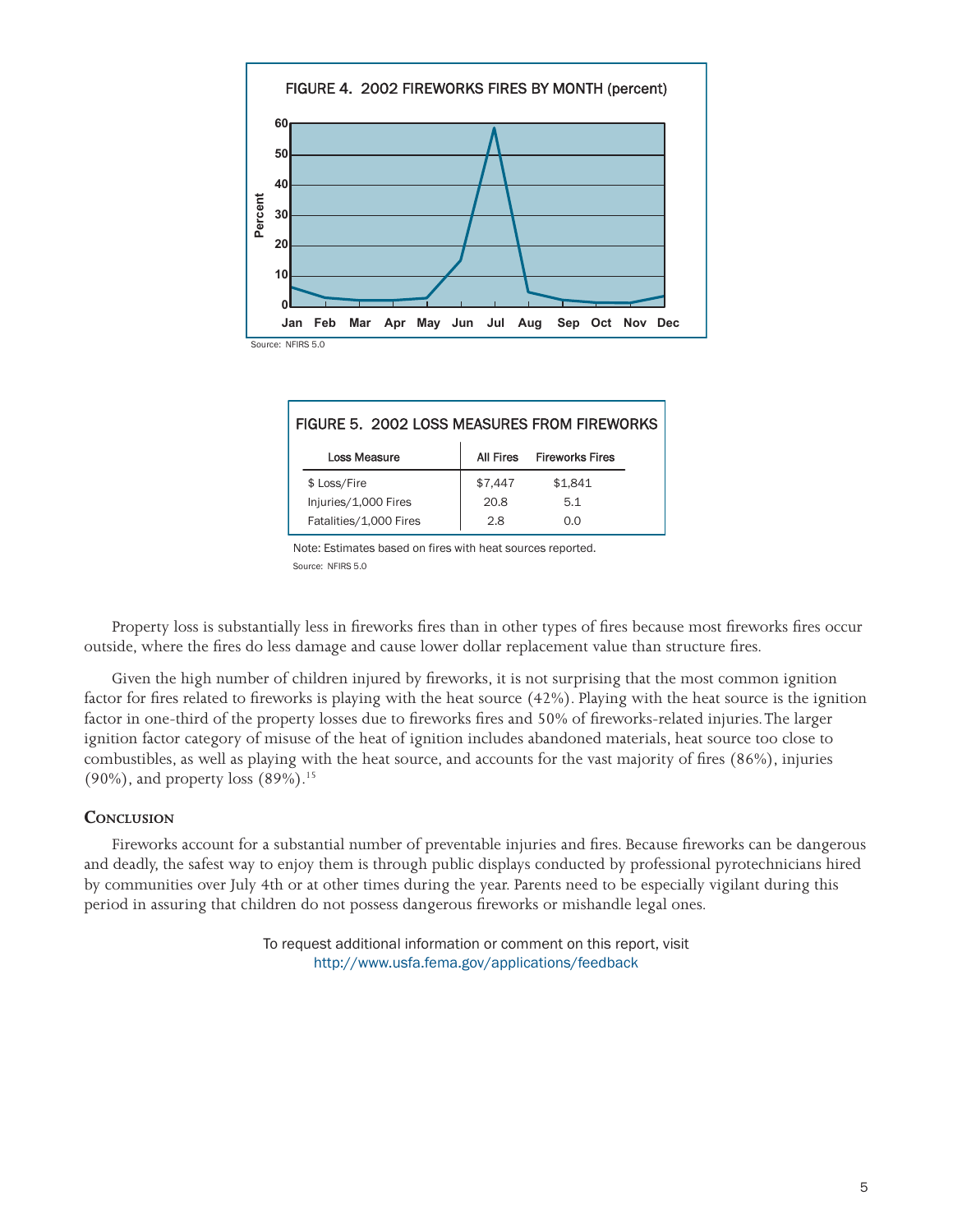FIGURE 4. 2002 FIREWORKS FIRES BY MONTH (percent)

Source: NFIRS 5.0

FIGURE 5. 2002 LOSS MEASURES FROM FIREWORKS

| Loss Measure | All Fires | Fireworks Fires |
|---|---|---|
| $ Loss/Fire | $7,447 | $1,841 |
| Injuries/1,000 Fires | 20.8 | 5.1 |
| Fatalities/1,000 Fires | 2.8 | 0.0 |

Note: Estimates based on fires with heat sources reported.

Source: NFIRS 5.0

Property loss is substantially less in fireworks fires than in other types of fires because most fireworks fires occur outside, where the fires do less damage and cause lower dollar replacement value than structure fires.

Given the high number of children injured by fireworks, it is not surprising that the most common ignition factor for fires related to fireworks is playing with the heat source (42%). Playing with the heat source is the ignition factor in one-third of the property losses due to fireworks fires and 50% of fireworks-related injuries. The larger ignition factor category of misuse of the heat of ignition includes abandoned materials, heat source too close to combustibles, as well as playing with the heat source, and accounts for the vast majority of fires (86%), injuries (90%), and property loss (89%).[15]

## Conclusion

Fireworks account for a substantial number of preventable injuries and fires. Because fireworks can be dangerous and deadly, the safest way to enjoy them is through public displays conducted by professional pyrotechnicians hired by communities over July 4th or at other times during the year. Parents need to be especially vigilant during this period in assuring that children do not possess dangerous fireworks or mishandle legal ones.

To request additional information or comment on this report, visit
http://www.usfa.fema.gov/applications/feedback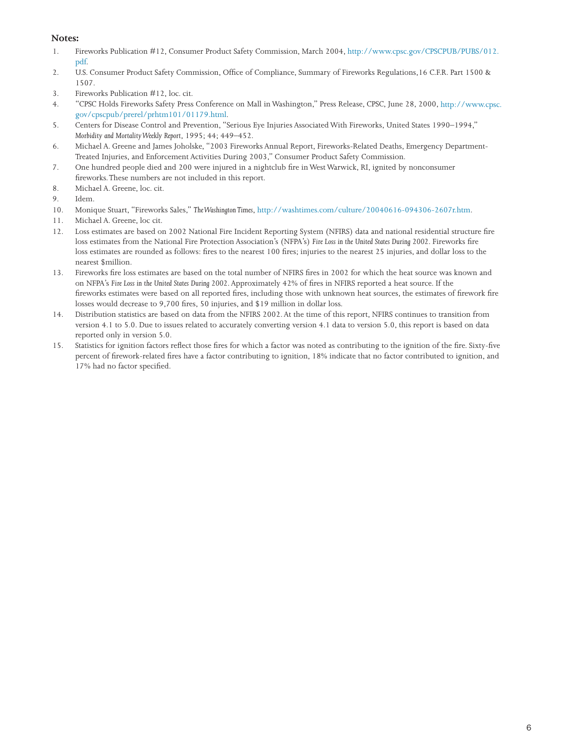**Notes:**

1. Fireworks Publication #12, Consumer Product Safety Commission, March 2004, http://www.cpsc.gov/CPSCPUB/PUBS/012.pdf.
2. U.S. Consumer Product Safety Commission, Office of Compliance, Summary of Fireworks Regulations,16 C.F.R. Part 1500 & 1507.
3. Fireworks Publication #12, loc. cit.
4. "CPSC Holds Fireworks Safety Press Conference on Mall in Washington," Press Release, CPSC, June 28, 2000, http://www.cpsc.gov/cpscpub/prerel/prhtm101/01179.html.
5. Centers for Disease Control and Prevention, "Serious Eye Injuries Associated With Fireworks, United States 1990–1994," *Morbidity and Mortality Weekly Report*, 1995; 44; 449–452.
6. Michael A. Greene and James Joholske, "2003 Fireworks Annual Report, Fireworks-Related Deaths, Emergency Department-Treated Injuries, and Enforcement Activities During 2003," Consumer Product Safety Commission.
7. One hundred people died and 200 were injured in a nightclub fire in West Warwick, RI, ignited by nonconsumer fireworks. These numbers are not included in this report.
8. Michael A. Greene, loc. cit.
9. Idem.
10. Monique Stuart, "Fireworks Sales," *The Washington Times*, http://washtimes.com/culture/20040616-094306-2607r.htm.
11. Michael A. Greene, loc cit.
12. Loss estimates are based on 2002 National Fire Incident Reporting System (NFIRS) data and national residential structure fire loss estimates from the National Fire Protection Association's (NFPA's) *Fire Loss in the United States During 2002*. Fireworks fire loss estimates are rounded as follows: fires to the nearest 100 fires; injuries to the nearest 25 injuries, and dollar loss to the nearest $million.
13. Fireworks fire loss estimates are based on the total number of NFIRS fires in 2002 for which the heat source was known and on NFPA's *Fire Loss in the United States During 2002*. Approximately 42% of fires in NFIRS reported a heat source. If the fireworks estimates were based on all reported fires, including those with unknown heat sources, the estimates of firework fire losses would decrease to 9,700 fires, 50 injuries, and $19 million in dollar loss.
14. Distribution statistics are based on data from the NFIRS 2002. At the time of this report, NFIRS continues to transition from version 4.1 to 5.0. Due to issues related to accurately converting version 4.1 data to version 5.0, this report is based on data reported only in version 5.0.
15. Statistics for ignition factors reflect those fires for which a factor was noted as contributing to the ignition of the fire. Sixty-five percent of firework-related fires have a factor contributing to ignition, 18% indicate that no factor contributed to ignition, and 17% had no factor specified.